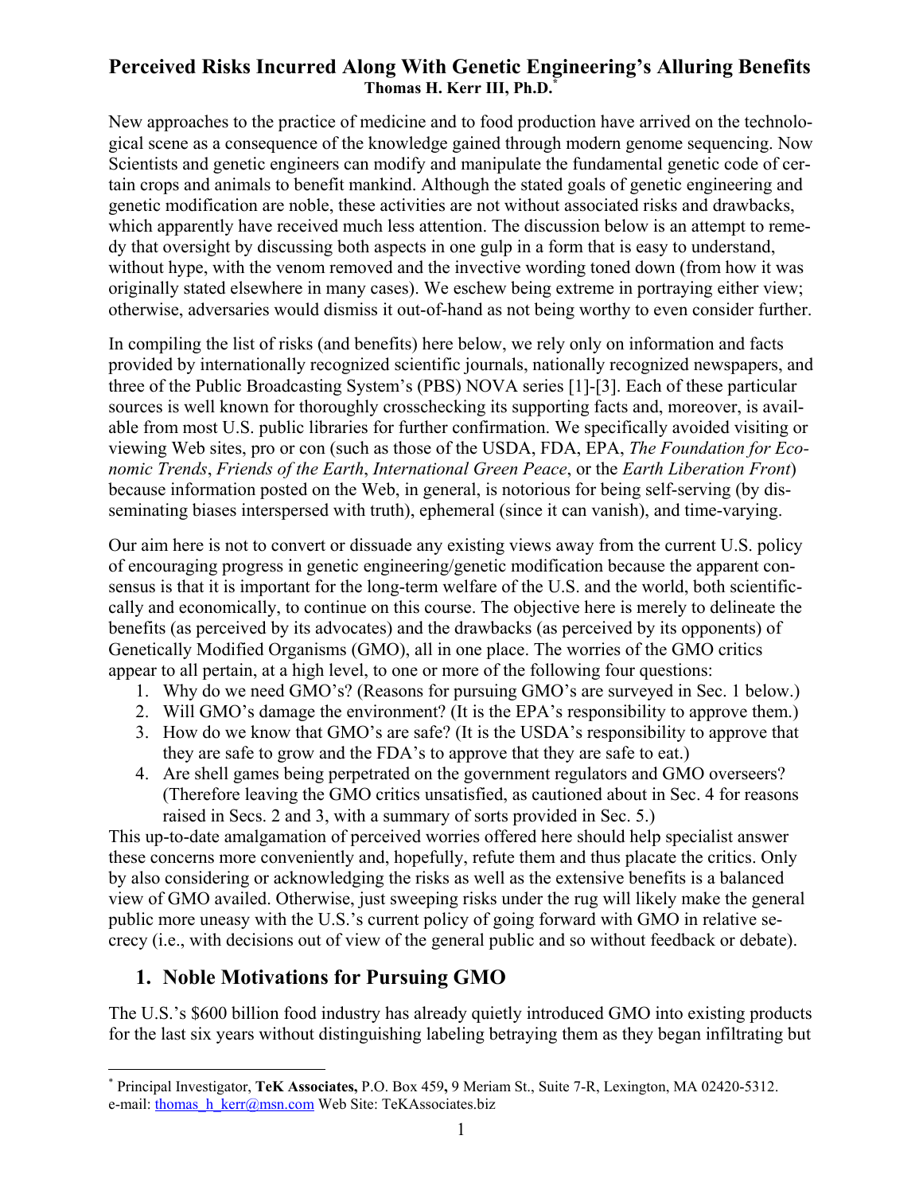# Perceived Risks Incurred Along With Genetic Engineering's Alluring Benefits

**Thomas H. Kerr III, Ph.D.**[*]

New approaches to the practice of medicine and to food production have arrived on the technological scene as a consequence of the knowledge gained through modern genome sequencing. Now Scientists and genetic engineers can modify and manipulate the fundamental genetic code of certain crops and animals to benefit mankind. Although the stated goals of genetic engineering and genetic modification are noble, these activities are not without associated risks and drawbacks, which apparently have received much less attention. The discussion below is an attempt to remedy that oversight by discussing both aspects in one gulp in a form that is easy to understand, without hype, with the venom removed and the invective wording toned down (from how it was originally stated elsewhere in many cases). We eschew being extreme in portraying either view; otherwise, adversaries would dismiss it out-of-hand as not being worthy to even consider further.

In compiling the list of risks (and benefits) here below, we rely only on information and facts provided by internationally recognized scientific journals, nationally recognized newspapers, and three of the Public Broadcasting System's (PBS) NOVA series [1]-[3]. Each of these particular sources is well known for thoroughly crosschecking its supporting facts and, moreover, is available from most U.S. public libraries for further confirmation. We specifically avoided visiting or viewing Web sites, pro or con (such as those of the USDA, FDA, EPA, *The Foundation for Economic Trends*, *Friends of the Earth*, *International Green Peace*, or the *Earth Liberation Front*) because information posted on the Web, in general, is notorious for being self-serving (by disseminating biases interspersed with truth), ephemeral (since it can vanish), and time-varying.

Our aim here is not to convert or dissuade any existing views away from the current U.S. policy of encouraging progress in genetic engineering/genetic modification because the apparent consensus is that it is important for the long-term welfare of the U.S. and the world, both scientifically and economically, to continue on this course. The objective here is merely to delineate the benefits (as perceived by its advocates) and the drawbacks (as perceived by its opponents) of Genetically Modified Organisms (GMO), all in one place. The worries of the GMO critics appear to all pertain, at a high level, to one or more of the following four questions:

1. Why do we need GMO's? (Reasons for pursuing GMO's are surveyed in Sec. 1 below.)
2. Will GMO's damage the environment? (It is the EPA's responsibility to approve them.)
3. How do we know that GMO's are safe? (It is the USDA's responsibility to approve that they are safe to grow and the FDA's to approve that they are safe to eat.)
4. Are shell games being perpetrated on the government regulators and GMO overseers? (Therefore leaving the GMO critics unsatisfied, as cautioned about in Sec. 4 for reasons raised in Secs. 2 and 3, with a summary of sorts provided in Sec. 5.)

This up-to-date amalgamation of perceived worries offered here should help specialist answer these concerns more conveniently and, hopefully, refute them and thus placate the critics. Only by also considering or acknowledging the risks as well as the extensive benefits is a balanced view of GMO availed. Otherwise, just sweeping risks under the rug will likely make the general public more uneasy with the U.S.'s current policy of going forward with GMO in relative secrecy (i.e., with decisions out of view of the general public and so without feedback or debate).

## 1. Noble Motivations for Pursuing GMO

The U.S.'s $600 billion food industry has already quietly introduced GMO into existing products for the last six years without distinguishing labeling betraying them as they began infiltrating but

---

[*] Principal Investigator, **TeK Associates,** P.O. Box 459**,** 9 Meriam St., Suite 7-R, Lexington, MA 02420-5312. e-mail: thomas_h_kerr@msn.com Web Site: TeKAssociates.biz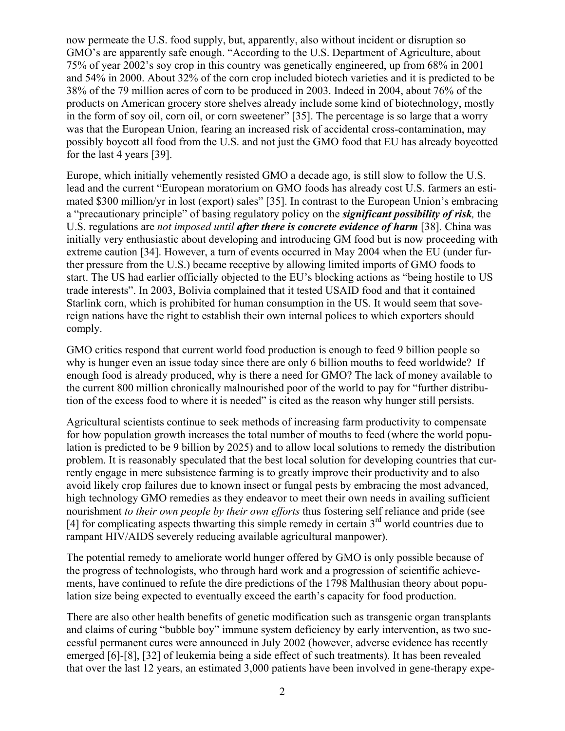now permeate the U.S. food supply, but, apparently, also without incident or disruption so GMO's are apparently safe enough. "According to the U.S. Department of Agriculture, about 75% of year 2002's soy crop in this country was genetically engineered, up from 68% in 2001 and 54% in 2000. About 32% of the corn crop included biotech varieties and it is predicted to be 38% of the 79 million acres of corn to be produced in 2003. Indeed in 2004, about 76% of the products on American grocery store shelves already include some kind of biotechnology, mostly in the form of soy oil, corn oil, or corn sweetener" [35]. The percentage is so large that a worry was that the European Union, fearing an increased risk of accidental cross-contamination, may possibly boycott all food from the U.S. and not just the GMO food that EU has already boycotted for the last 4 years [39].

Europe, which initially vehemently resisted GMO a decade ago, is still slow to follow the U.S. lead and the current "European moratorium on GMO foods has already cost U.S. farmers an estimated $300 million/yr in lost (export) sales" [35]. In contrast to the European Union's embracing a "precautionary principle" of basing regulatory policy on the ***significant possibility of risk**,* the U.S. regulations are *not imposed until* ***after there is concrete evidence of harm*** [38]. China was initially very enthusiastic about developing and introducing GM food but is now proceeding with extreme caution [34]. However, a turn of events occurred in May 2004 when the EU (under further pressure from the U.S.) became receptive by allowing limited imports of GMO foods to start. The US had earlier officially objected to the EU's blocking actions as "being hostile to US trade interests". In 2003, Bolivia complained that it tested USAID food and that it contained Starlink corn, which is prohibited for human consumption in the US. It would seem that sovereign nations have the right to establish their own internal polices to which exporters should comply.

GMO critics respond that current world food production is enough to feed 9 billion people so why is hunger even an issue today since there are only 6 billion mouths to feed worldwide? If enough food is already produced, why is there a need for GMO? The lack of money available to the current 800 million chronically malnourished poor of the world to pay for "further distribution of the excess food to where it is needed" is cited as the reason why hunger still persists.

Agricultural scientists continue to seek methods of increasing farm productivity to compensate for how population growth increases the total number of mouths to feed (where the world population is predicted to be 9 billion by 2025) and to allow local solutions to remedy the distribution problem. It is reasonably speculated that the best local solution for developing countries that currently engage in mere subsistence farming is to greatly improve their productivity and to also avoid likely crop failures due to known insect or fungal pests by embracing the most advanced, high technology GMO remedies as they endeavor to meet their own needs in availing sufficient nourishment *to their own people by their own efforts* thus fostering self reliance and pride (see [4] for complicating aspects thwarting this simple remedy in certain 3rd world countries due to rampant HIV/AIDS severely reducing available agricultural manpower).

The potential remedy to ameliorate world hunger offered by GMO is only possible because of the progress of technologists, who through hard work and a progression of scientific achievements, have continued to refute the dire predictions of the 1798 Malthusian theory about population size being expected to eventually exceed the earth's capacity for food production.

There are also other health benefits of genetic modification such as transgenic organ transplants and claims of curing "bubble boy" immune system deficiency by early intervention, as two successful permanent cures were announced in July 2002 (however, adverse evidence has recently emerged [6]-[8], [32] of leukemia being a side effect of such treatments). It has been revealed that over the last 12 years, an estimated 3,000 patients have been involved in gene-therapy expe-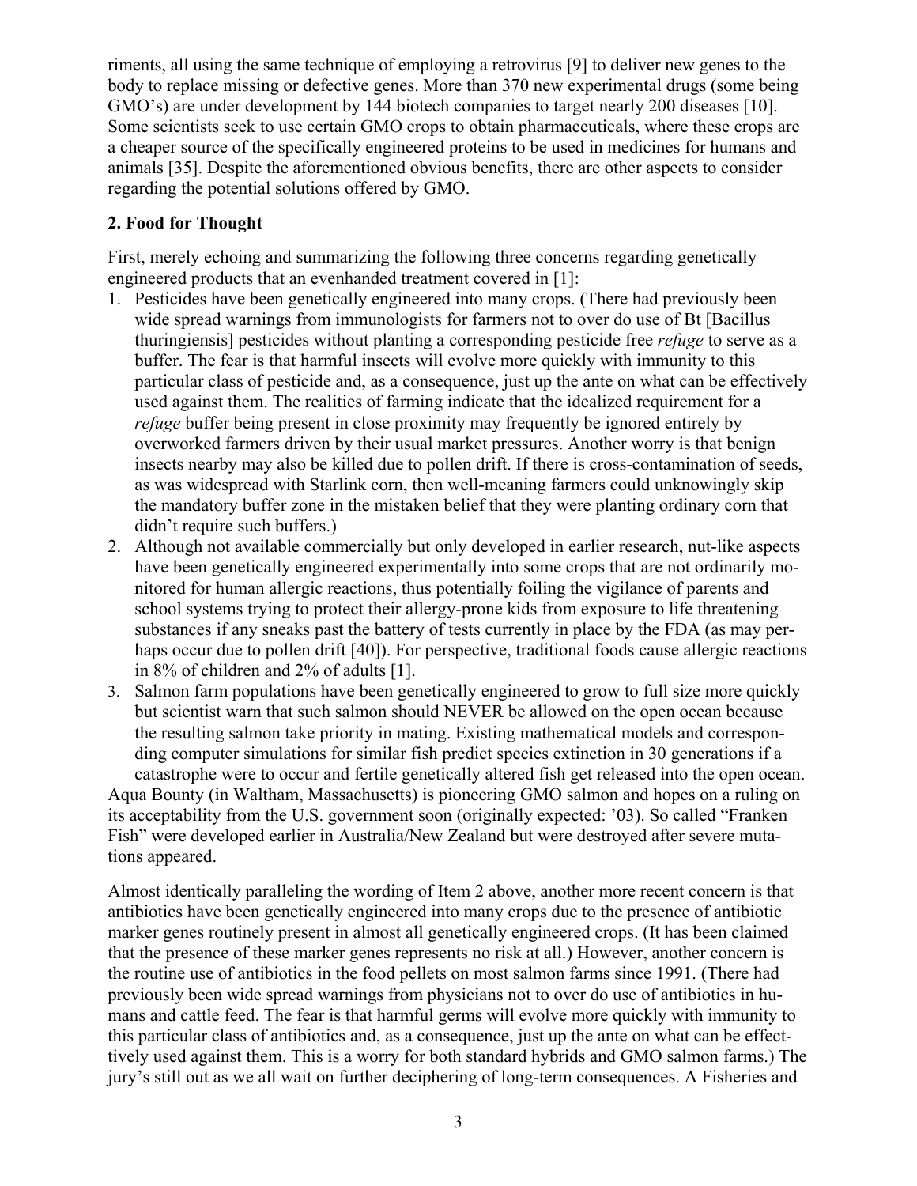riments, all using the same technique of employing a retrovirus [9] to deliver new genes to the body to replace missing or defective genes. More than 370 new experimental drugs (some being GMO's) are under development by 144 biotech companies to target nearly 200 diseases [10]. Some scientists seek to use certain GMO crops to obtain pharmaceuticals, where these crops are a cheaper source of the specifically engineered proteins to be used in medicines for humans and animals [35]. Despite the aforementioned obvious benefits, there are other aspects to consider regarding the potential solutions offered by GMO.

## 2. Food for Thought

First, merely echoing and summarizing the following three concerns regarding genetically engineered products that an evenhanded treatment covered in [1]:

1. Pesticides have been genetically engineered into many crops. (There had previously been wide spread warnings from immunologists for farmers not to over do use of Bt [Bacillus thuringiensis] pesticides without planting a corresponding pesticide free *refuge* to serve as a buffer. The fear is that harmful insects will evolve more quickly with immunity to this particular class of pesticide and, as a consequence, just up the ante on what can be effectively used against them. The realities of farming indicate that the idealized requirement for a *refuge* buffer being present in close proximity may frequently be ignored entirely by overworked farmers driven by their usual market pressures. Another worry is that benign insects nearby may also be killed due to pollen drift. If there is cross-contamination of seeds, as was widespread with Starlink corn, then well-meaning farmers could unknowingly skip the mandatory buffer zone in the mistaken belief that they were planting ordinary corn that didn't require such buffers.)
2. Although not available commercially but only developed in earlier research, nut-like aspects have been genetically engineered experimentally into some crops that are not ordinarily monitored for human allergic reactions, thus potentially foiling the vigilance of parents and school systems trying to protect their allergy-prone kids from exposure to life threatening substances if any sneaks past the battery of tests currently in place by the FDA (as may perhaps occur due to pollen drift [40]). For perspective, traditional foods cause allergic reactions in 8% of children and 2% of adults [1].
3. Salmon farm populations have been genetically engineered to grow to full size more quickly but scientist warn that such salmon should NEVER be allowed on the open ocean because the resulting salmon take priority in mating. Existing mathematical models and corresponding computer simulations for similar fish predict species extinction in 30 generations if a catastrophe were to occur and fertile genetically altered fish get released into the open ocean.

Aqua Bounty (in Waltham, Massachusetts) is pioneering GMO salmon and hopes on a ruling on its acceptability from the U.S. government soon (originally expected: '03). So called "Franken Fish" were developed earlier in Australia/New Zealand but were destroyed after severe mutations appeared.

Almost identically paralleling the wording of Item 2 above, another more recent concern is that antibiotics have been genetically engineered into many crops due to the presence of antibiotic marker genes routinely present in almost all genetically engineered crops. (It has been claimed that the presence of these marker genes represents no risk at all.) However, another concern is the routine use of antibiotics in the food pellets on most salmon farms since 1991. (There had previously been wide spread warnings from physicians not to over do use of antibiotics in humans and cattle feed. The fear is that harmful germs will evolve more quickly with immunity to this particular class of antibiotics and, as a consequence, just up the ante on what can be effecttively used against them. This is a worry for both standard hybrids and GMO salmon farms.) The jury's still out as we all wait on further deciphering of long-term consequences. A Fisheries and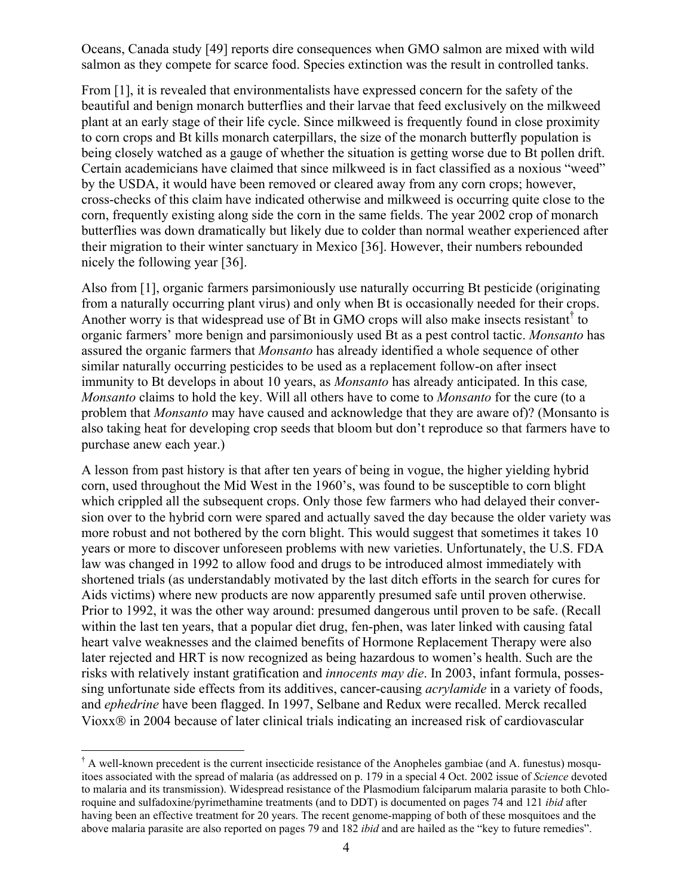Oceans, Canada study [49] reports dire consequences when GMO salmon are mixed with wild salmon as they compete for scarce food. Species extinction was the result in controlled tanks.

From [1], it is revealed that environmentalists have expressed concern for the safety of the beautiful and benign monarch butterflies and their larvae that feed exclusively on the milkweed plant at an early stage of their life cycle. Since milkweed is frequently found in close proximity to corn crops and Bt kills monarch caterpillars, the size of the monarch butterfly population is being closely watched as a gauge of whether the situation is getting worse due to Bt pollen drift. Certain academicians have claimed that since milkweed is in fact classified as a noxious "weed" by the USDA, it would have been removed or cleared away from any corn crops; however, cross-checks of this claim have indicated otherwise and milkweed is occurring quite close to the corn, frequently existing along side the corn in the same fields. The year 2002 crop of monarch butterflies was down dramatically but likely due to colder than normal weather experienced after their migration to their winter sanctuary in Mexico [36]. However, their numbers rebounded nicely the following year [36].

Also from [1], organic farmers parsimoniously use naturally occurring Bt pesticide (originating from a naturally occurring plant virus) and only when Bt is occasionally needed for their crops. Another worry is that widespread use of Bt in GMO crops will also make insects resistant† to organic farmers' more benign and parsimoniously used Bt as a pest control tactic. *Monsanto* has assured the organic farmers that *Monsanto* has already identified a whole sequence of other similar naturally occurring pesticides to be used as a replacement follow-on after insect immunity to Bt develops in about 10 years, as *Monsanto* has already anticipated. In this case*, Monsanto* claims to hold the key. Will all others have to come to *Monsanto* for the cure (to a problem that *Monsanto* may have caused and acknowledge that they are aware of)? (Monsanto is also taking heat for developing crop seeds that bloom but don't reproduce so that farmers have to purchase anew each year.)

A lesson from past history is that after ten years of being in vogue, the higher yielding hybrid corn, used throughout the Mid West in the 1960's, was found to be susceptible to corn blight which crippled all the subsequent crops. Only those few farmers who had delayed their conversion over to the hybrid corn were spared and actually saved the day because the older variety was more robust and not bothered by the corn blight. This would suggest that sometimes it takes 10 years or more to discover unforeseen problems with new varieties. Unfortunately, the U.S. FDA law was changed in 1992 to allow food and drugs to be introduced almost immediately with shortened trials (as understandably motivated by the last ditch efforts in the search for cures for Aids victims) where new products are now apparently presumed safe until proven otherwise. Prior to 1992, it was the other way around: presumed dangerous until proven to be safe. (Recall within the last ten years, that a popular diet drug, fen-phen, was later linked with causing fatal heart valve weaknesses and the claimed benefits of Hormone Replacement Therapy were also later rejected and HRT is now recognized as being hazardous to women's health. Such are the risks with relatively instant gratification and *innocents may die*. In 2003, infant formula, possessing unfortunate side effects from its additives, cancer-causing *acrylamide* in a variety of foods, and *ephedrine* have been flagged. In 1997, Selbane and Redux were recalled. Merck recalled Vioxx® in 2004 because of later clinical trials indicating an increased risk of cardiovascular

---

† A well-known precedent is the current insecticide resistance of the Anopheles gambiae (and A. funestus) mosquitoes associated with the spread of malaria (as addressed on p. 179 in a special 4 Oct. 2002 issue of *Science* devoted to malaria and its transmission). Widespread resistance of the Plasmodium falciparum malaria parasite to both Chloroquine and sulfadoxine/pyrimethamine treatments (and to DDT) is documented on pages 74 and 121 *ibid* after having been an effective treatment for 20 years. The recent genome-mapping of both of these mosquitoes and the above malaria parasite are also reported on pages 79 and 182 *ibid* and are hailed as the "key to future remedies".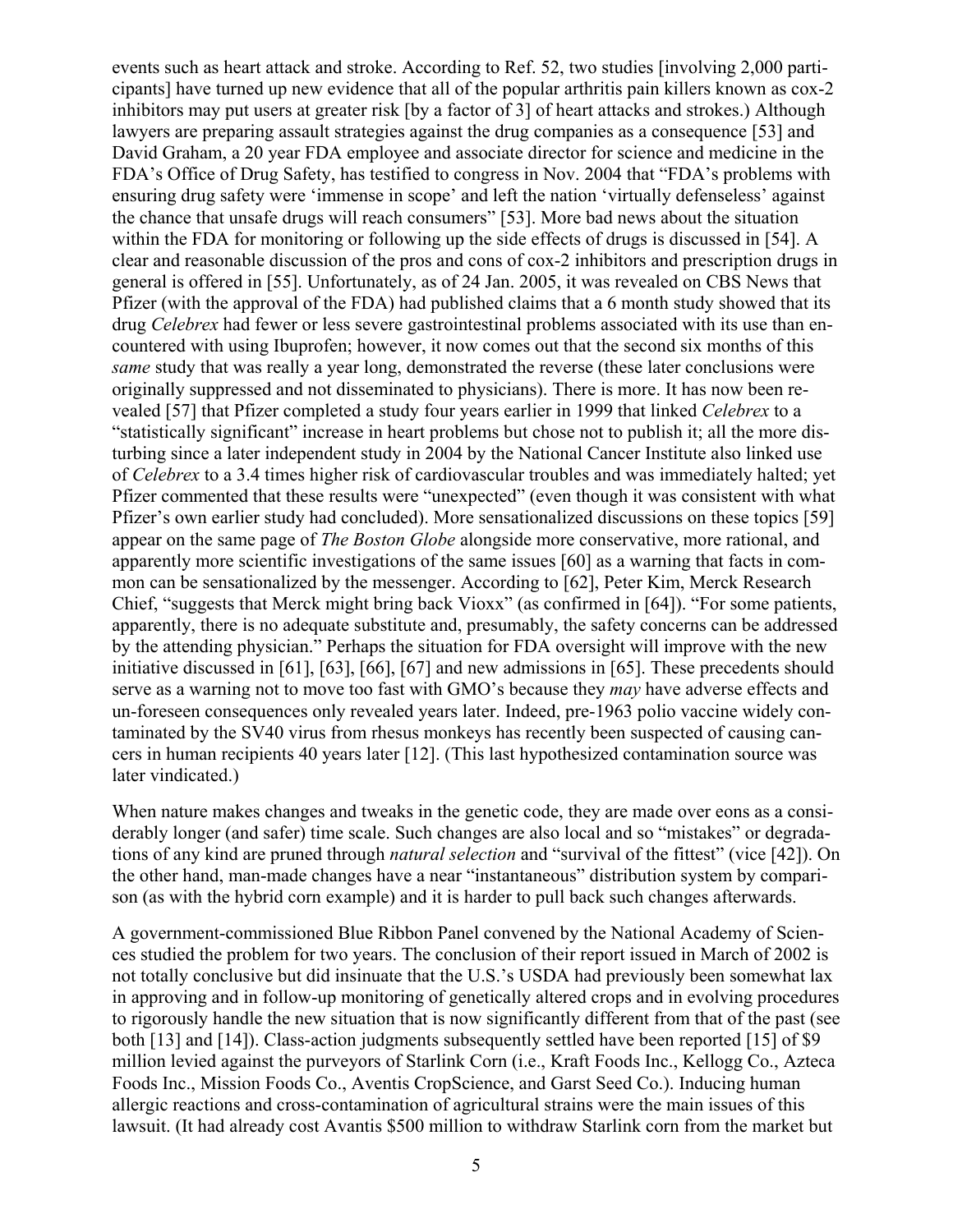events such as heart attack and stroke. According to Ref. 52, two studies [involving 2,000 participants] have turned up new evidence that all of the popular arthritis pain killers known as cox-2 inhibitors may put users at greater risk [by a factor of 3] of heart attacks and strokes.) Although lawyers are preparing assault strategies against the drug companies as a consequence [53] and David Graham, a 20 year FDA employee and associate director for science and medicine in the FDA's Office of Drug Safety, has testified to congress in Nov. 2004 that "FDA's problems with ensuring drug safety were 'immense in scope' and left the nation 'virtually defenseless' against the chance that unsafe drugs will reach consumers" [53]. More bad news about the situation within the FDA for monitoring or following up the side effects of drugs is discussed in [54]. A clear and reasonable discussion of the pros and cons of cox-2 inhibitors and prescription drugs in general is offered in [55]. Unfortunately, as of 24 Jan. 2005, it was revealed on CBS News that Pfizer (with the approval of the FDA) had published claims that a 6 month study showed that its drug *Celebrex* had fewer or less severe gastrointestinal problems associated with its use than encountered with using Ibuprofen; however, it now comes out that the second six months of this *same* study that was really a year long, demonstrated the reverse (these later conclusions were originally suppressed and not disseminated to physicians). There is more. It has now been revealed [57] that Pfizer completed a study four years earlier in 1999 that linked *Celebrex* to a "statistically significant" increase in heart problems but chose not to publish it; all the more disturbing since a later independent study in 2004 by the National Cancer Institute also linked use of *Celebrex* to a 3.4 times higher risk of cardiovascular troubles and was immediately halted; yet Pfizer commented that these results were "unexpected" (even though it was consistent with what Pfizer's own earlier study had concluded). More sensationalized discussions on these topics [59] appear on the same page of *The Boston Globe* alongside more conservative, more rational, and apparently more scientific investigations of the same issues [60] as a warning that facts in common can be sensationalized by the messenger. According to [62], Peter Kim, Merck Research Chief, "suggests that Merck might bring back Vioxx" (as confirmed in [64]). "For some patients, apparently, there is no adequate substitute and, presumably, the safety concerns can be addressed by the attending physician." Perhaps the situation for FDA oversight will improve with the new initiative discussed in [61], [63], [66], [67] and new admissions in [65]. These precedents should serve as a warning not to move too fast with GMO's because they *may* have adverse effects and un-foreseen consequences only revealed years later. Indeed, pre-1963 polio vaccine widely contaminated by the SV40 virus from rhesus monkeys has recently been suspected of causing cancers in human recipients 40 years later [12]. (This last hypothesized contamination source was later vindicated.)

When nature makes changes and tweaks in the genetic code, they are made over eons as a considerably longer (and safer) time scale. Such changes are also local and so "mistakes" or degradations of any kind are pruned through *natural selection* and "survival of the fittest" (vice [42]). On the other hand, man-made changes have a near "instantaneous" distribution system by comparison (as with the hybrid corn example) and it is harder to pull back such changes afterwards.

A government-commissioned Blue Ribbon Panel convened by the National Academy of Sciences studied the problem for two years. The conclusion of their report issued in March of 2002 is not totally conclusive but did insinuate that the U.S.'s USDA had previously been somewhat lax in approving and in follow-up monitoring of genetically altered crops and in evolving procedures to rigorously handle the new situation that is now significantly different from that of the past (see both [13] and [14]). Class-action judgments subsequently settled have been reported [15] of \$9 million levied against the purveyors of Starlink Corn (i.e., Kraft Foods Inc., Kellogg Co., Azteca Foods Inc., Mission Foods Co., Aventis CropScience, and Garst Seed Co.). Inducing human allergic reactions and cross-contamination of agricultural strains were the main issues of this lawsuit. (It had already cost Avantis \$500 million to withdraw Starlink corn from the market but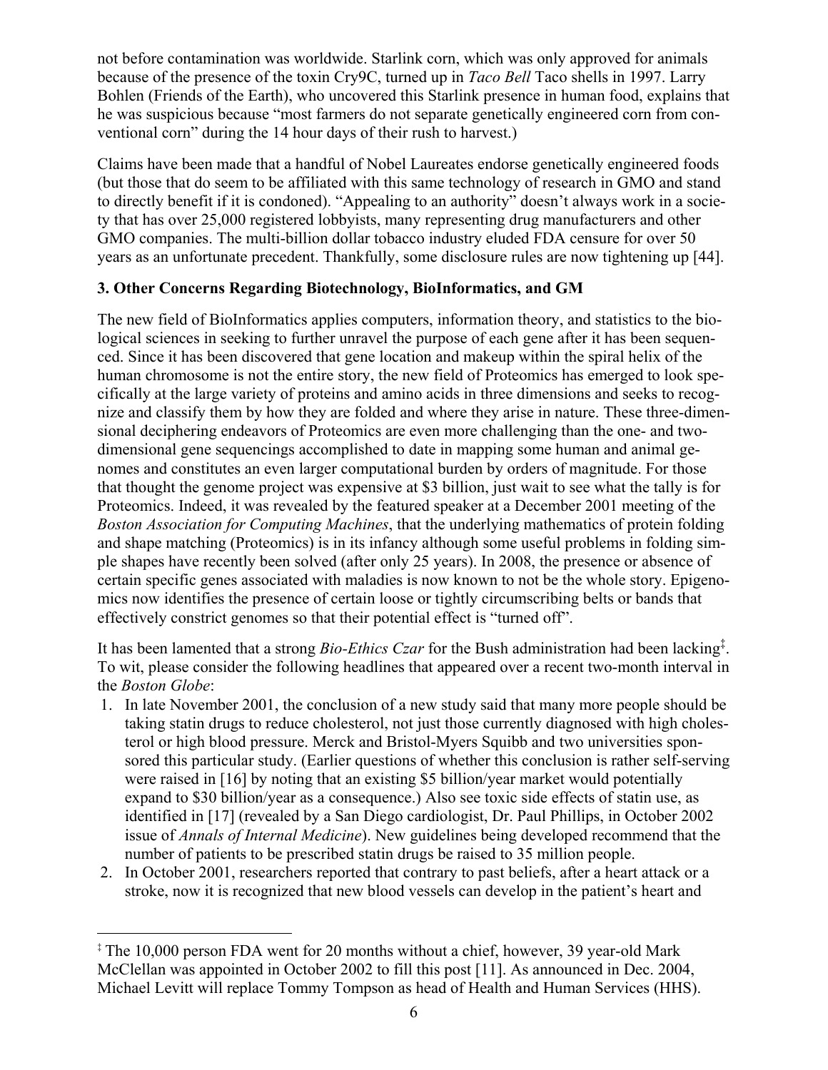not before contamination was worldwide. Starlink corn, which was only approved for animals because of the presence of the toxin Cry9C, turned up in *Taco Bell* Taco shells in 1997. Larry Bohlen (Friends of the Earth), who uncovered this Starlink presence in human food, explains that he was suspicious because "most farmers do not separate genetically engineered corn from conventional corn" during the 14 hour days of their rush to harvest.)

Claims have been made that a handful of Nobel Laureates endorse genetically engineered foods (but those that do seem to be affiliated with this same technology of research in GMO and stand to directly benefit if it is condoned). "Appealing to an authority" doesn't always work in a society that has over 25,000 registered lobbyists, many representing drug manufacturers and other GMO companies. The multi-billion dollar tobacco industry eluded FDA censure for over 50 years as an unfortunate precedent. Thankfully, some disclosure rules are now tightening up [44].

### 3. Other Concerns Regarding Biotechnology, BioInformatics, and GM

The new field of BioInformatics applies computers, information theory, and statistics to the biological sciences in seeking to further unravel the purpose of each gene after it has been sequenced. Since it has been discovered that gene location and makeup within the spiral helix of the human chromosome is not the entire story, the new field of Proteomics has emerged to look specifically at the large variety of proteins and amino acids in three dimensions and seeks to recognize and classify them by how they are folded and where they arise in nature. These three-dimensional deciphering endeavors of Proteomics are even more challenging than the one- and two-dimensional gene sequencings accomplished to date in mapping some human and animal genomes and constitutes an even larger computational burden by orders of magnitude. For those that thought the genome project was expensive at $3 billion, just wait to see what the tally is for Proteomics. Indeed, it was revealed by the featured speaker at a December 2001 meeting of the *Boston Association for Computing Machines*, that the underlying mathematics of protein folding and shape matching (Proteomics) is in its infancy although some useful problems in folding simple shapes have recently been solved (after only 25 years). In 2008, the presence or absence of certain specific genes associated with maladies is now known to not be the whole story. Epigenomics now identifies the presence of certain loose or tightly circumscribing belts or bands that effectively constrict genomes so that their potential effect is "turned off".

It has been lamented that a strong *Bio-Ethics Czar* for the Bush administration had been lacking[‡]. To wit, please consider the following headlines that appeared over a recent two-month interval in the *Boston Globe*:

1. In late November 2001, the conclusion of a new study said that many more people should be taking statin drugs to reduce cholesterol, not just those currently diagnosed with high cholesterol or high blood pressure. Merck and Bristol-Myers Squibb and two universities sponsored this particular study. (Earlier questions of whether this conclusion is rather self-serving were raised in [16] by noting that an existing $5 billion/year market would potentially expand to $30 billion/year as a consequence.) Also see toxic side effects of statin use, as identified in [17] (revealed by a San Diego cardiologist, Dr. Paul Phillips, in October 2002 issue of *Annals of Internal Medicine*). New guidelines being developed recommend that the number of patients to be prescribed statin drugs be raised to 35 million people.
2. In October 2001, researchers reported that contrary to past beliefs, after a heart attack or a stroke, now it is recognized that new blood vessels can develop in the patient's heart and

[‡] The 10,000 person FDA went for 20 months without a chief, however, 39 year-old Mark McClellan was appointed in October 2002 to fill this post [11]. As announced in Dec. 2004, Michael Levitt will replace Tommy Tompson as head of Health and Human Services (HHS).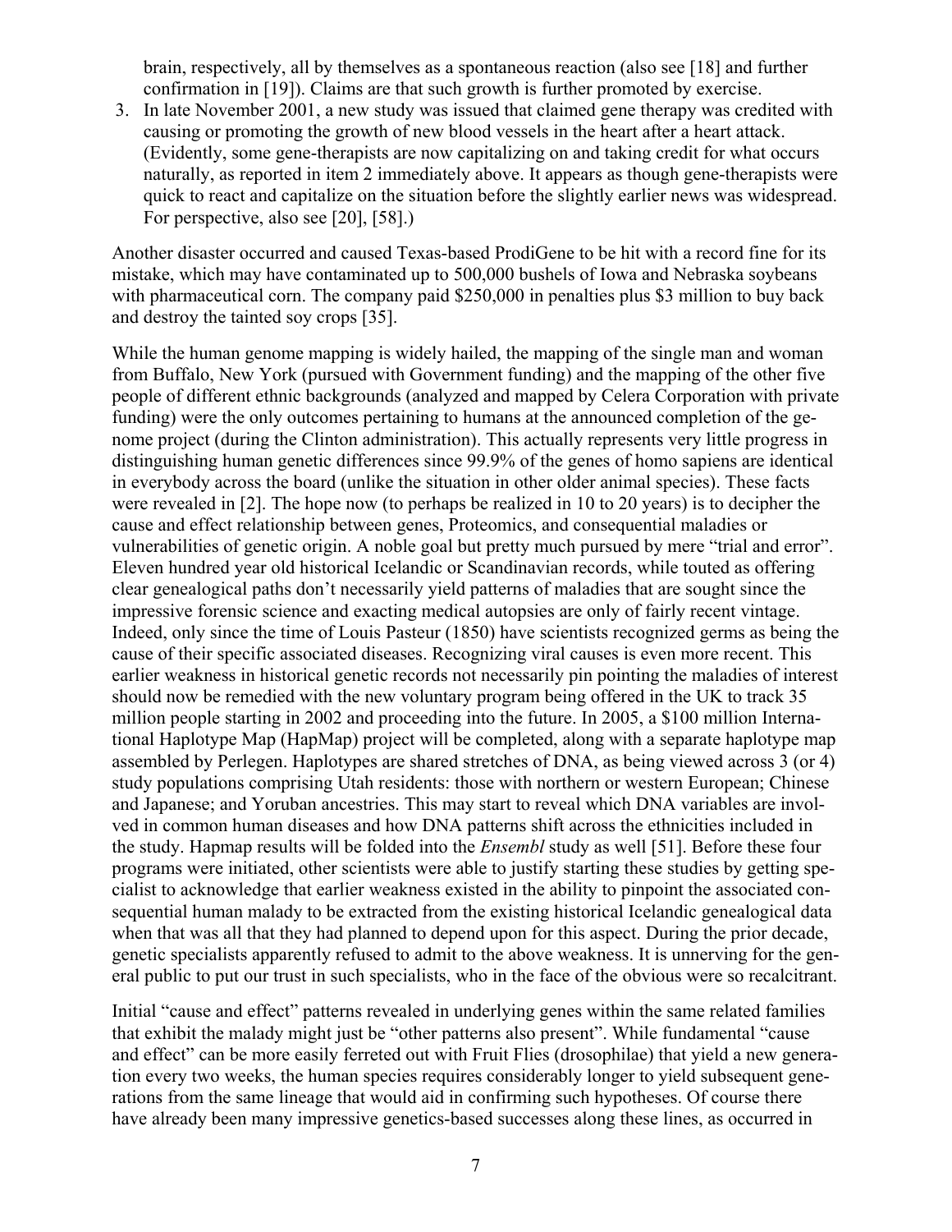brain, respectively, all by themselves as a spontaneous reaction (also see [18] and further confirmation in [19]). Claims are that such growth is further promoted by exercise.

3. In late November 2001, a new study was issued that claimed gene therapy was credited with causing or promoting the growth of new blood vessels in the heart after a heart attack. (Evidently, some gene-therapists are now capitalizing on and taking credit for what occurs naturally, as reported in item 2 immediately above. It appears as though gene-therapists were quick to react and capitalize on the situation before the slightly earlier news was widespread. For perspective, also see [20], [58].)

Another disaster occurred and caused Texas-based ProdiGene to be hit with a record fine for its mistake, which may have contaminated up to 500,000 bushels of Iowa and Nebraska soybeans with pharmaceutical corn. The company paid $250,000 in penalties plus $3 million to buy back and destroy the tainted soy crops [35].

While the human genome mapping is widely hailed, the mapping of the single man and woman from Buffalo, New York (pursued with Government funding) and the mapping of the other five people of different ethnic backgrounds (analyzed and mapped by Celera Corporation with private funding) were the only outcomes pertaining to humans at the announced completion of the genome project (during the Clinton administration). This actually represents very little progress in distinguishing human genetic differences since 99.9% of the genes of homo sapiens are identical in everybody across the board (unlike the situation in other older animal species). These facts were revealed in [2]. The hope now (to perhaps be realized in 10 to 20 years) is to decipher the cause and effect relationship between genes, Proteomics, and consequential maladies or vulnerabilities of genetic origin. A noble goal but pretty much pursued by mere "trial and error". Eleven hundred year old historical Icelandic or Scandinavian records, while touted as offering clear genealogical paths don't necessarily yield patterns of maladies that are sought since the impressive forensic science and exacting medical autopsies are only of fairly recent vintage. Indeed, only since the time of Louis Pasteur (1850) have scientists recognized germs as being the cause of their specific associated diseases. Recognizing viral causes is even more recent. This earlier weakness in historical genetic records not necessarily pin pointing the maladies of interest should now be remedied with the new voluntary program being offered in the UK to track 35 million people starting in 2002 and proceeding into the future. In 2005, a $100 million International Haplotype Map (HapMap) project will be completed, along with a separate haplotype map assembled by Perlegen. Haplotypes are shared stretches of DNA, as being viewed across 3 (or 4) study populations comprising Utah residents: those with northern or western European; Chinese and Japanese; and Yoruban ancestries. This may start to reveal which DNA variables are involved in common human diseases and how DNA patterns shift across the ethnicities included in the study. Hapmap results will be folded into the *Ensembl* study as well [51]. Before these four programs were initiated, other scientists were able to justify starting these studies by getting specialist to acknowledge that earlier weakness existed in the ability to pinpoint the associated consequential human malady to be extracted from the existing historical Icelandic genealogical data when that was all that they had planned to depend upon for this aspect. During the prior decade, genetic specialists apparently refused to admit to the above weakness. It is unnerving for the general public to put our trust in such specialists, who in the face of the obvious were so recalcitrant.

Initial "cause and effect" patterns revealed in underlying genes within the same related families that exhibit the malady might just be "other patterns also present". While fundamental "cause and effect" can be more easily ferreted out with Fruit Flies (drosophilae) that yield a new generation every two weeks, the human species requires considerably longer to yield subsequent generations from the same lineage that would aid in confirming such hypotheses. Of course there have already been many impressive genetics-based successes along these lines, as occurred in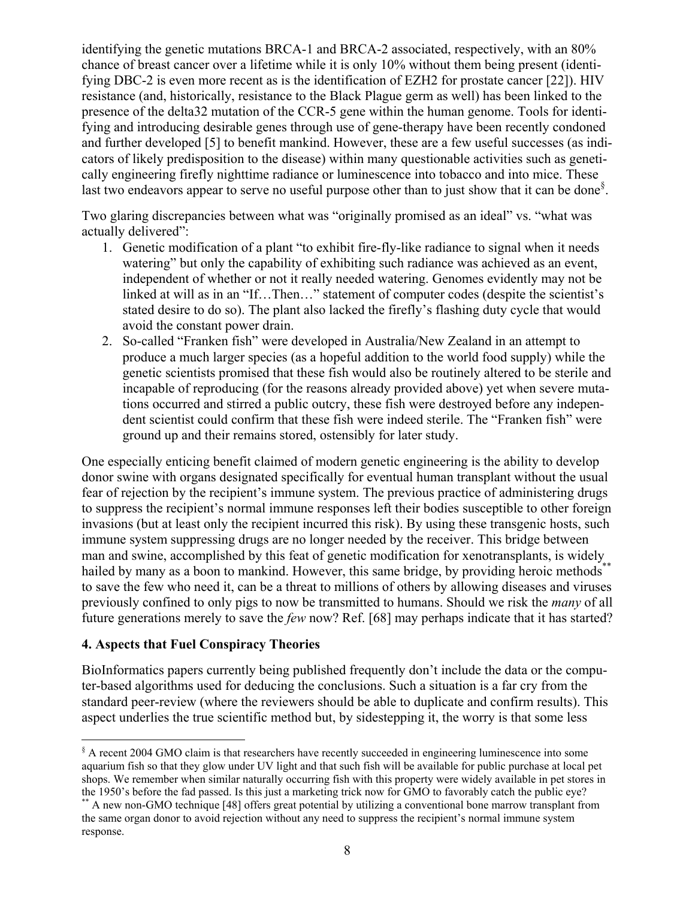identifying the genetic mutations BRCA-1 and BRCA-2 associated, respectively, with an 80% chance of breast cancer over a lifetime while it is only 10% without them being present (identifying DBC-2 is even more recent as is the identification of EZH2 for prostate cancer [22]). HIV resistance (and, historically, resistance to the Black Plague germ as well) has been linked to the presence of the delta32 mutation of the CCR-5 gene within the human genome. Tools for identifying and introducing desirable genes through use of gene-therapy have been recently condoned and further developed [5] to benefit mankind. However, these are a few useful successes (as indicators of likely predisposition to the disease) within many questionable activities such as genetically engineering firefly nighttime radiance or luminescence into tobacco and into mice. These last two endeavors appear to serve no useful purpose other than to just show that it can be done[§].

Two glaring discrepancies between what was "originally promised as an ideal" vs. "what was actually delivered":

1. Genetic modification of a plant "to exhibit fire-fly-like radiance to signal when it needs watering" but only the capability of exhibiting such radiance was achieved as an event, independent of whether or not it really needed watering. Genomes evidently may not be linked at will as in an "If…Then…" statement of computer codes (despite the scientist's stated desire to do so). The plant also lacked the firefly's flashing duty cycle that would avoid the constant power drain.
2. So-called "Franken fish" were developed in Australia/New Zealand in an attempt to produce a much larger species (as a hopeful addition to the world food supply) while the genetic scientists promised that these fish would also be routinely altered to be sterile and incapable of reproducing (for the reasons already provided above) yet when severe mutations occurred and stirred a public outcry, these fish were destroyed before any independent scientist could confirm that these fish were indeed sterile. The "Franken fish" were ground up and their remains stored, ostensibly for later study.

One especially enticing benefit claimed of modern genetic engineering is the ability to develop donor swine with organs designated specifically for eventual human transplant without the usual fear of rejection by the recipient's immune system. The previous practice of administering drugs to suppress the recipient's normal immune responses left their bodies susceptible to other foreign invasions (but at least only the recipient incurred this risk). By using these transgenic hosts, such immune system suppressing drugs are no longer needed by the receiver. This bridge between man and swine, accomplished by this feat of genetic modification for xenotransplants, is widely hailed by many as a boon to mankind. However, this same bridge, by providing heroic methods[**] to save the few who need it, can be a threat to millions of others by allowing diseases and viruses previously confined to only pigs to now be transmitted to humans. Should we risk the *many* of all future generations merely to save the *few* now? Ref. [68] may perhaps indicate that it has started?

### 4. Aspects that Fuel Conspiracy Theories

BioInformatics papers currently being published frequently don't include the data or the computer-based algorithms used for deducing the conclusions. Such a situation is a far cry from the standard peer-review (where the reviewers should be able to duplicate and confirm results). This aspect underlies the true scientific method but, by sidestepping it, the worry is that some less

---

[§] A recent 2004 GMO claim is that researchers have recently succeeded in engineering luminescence into some aquarium fish so that they glow under UV light and that such fish will be available for public purchase at local pet shops. We remember when similar naturally occurring fish with this property were widely available in pet stores in the 1950's before the fad passed. Is this just a marketing trick now for GMO to favorably catch the public eye?

[**] A new non-GMO technique [48] offers great potential by utilizing a conventional bone marrow transplant from the same organ donor to avoid rejection without any need to suppress the recipient's normal immune system response.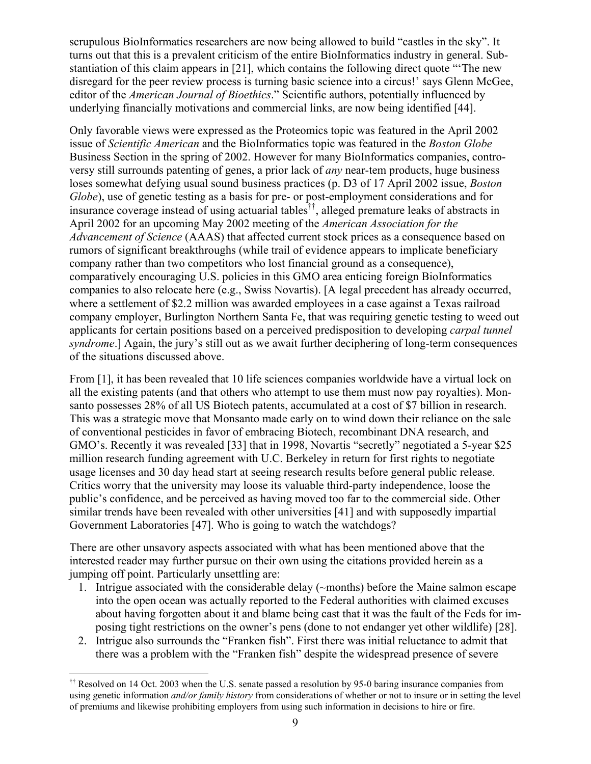scrupulous BioInformatics researchers are now being allowed to build "castles in the sky". It turns out that this is a prevalent criticism of the entire BioInformatics industry in general. Substantiation of this claim appears in [21], which contains the following direct quote "'The new disregard for the peer review process is turning basic science into a circus!' says Glenn McGee, editor of the *American Journal of Bioethics*." Scientific authors, potentially influenced by underlying financially motivations and commercial links, are now being identified [44].

Only favorable views were expressed as the Proteomics topic was featured in the April 2002 issue of *Scientific American* and the BioInformatics topic was featured in the *Boston Globe* Business Section in the spring of 2002. However for many BioInformatics companies, controversy still surrounds patenting of genes, a prior lack of *any* near-tem products, huge business loses somewhat defying usual sound business practices (p. D3 of 17 April 2002 issue, *Boston Globe*), use of genetic testing as a basis for pre- or post-employment considerations and for insurance coverage instead of using actuarial tables[††], alleged premature leaks of abstracts in April 2002 for an upcoming May 2002 meeting of the *American Association for the Advancement of Science* (AAAS) that affected current stock prices as a consequence based on rumors of significant breakthroughs (while trail of evidence appears to implicate beneficiary company rather than two competitors who lost financial ground as a consequence), comparatively encouraging U.S. policies in this GMO area enticing foreign BioInformatics companies to also relocate here (e.g., Swiss Novartis). [A legal precedent has already occurred, where a settlement of $2.2 million was awarded employees in a case against a Texas railroad company employer, Burlington Northern Santa Fe, that was requiring genetic testing to weed out applicants for certain positions based on a perceived predisposition to developing *carpal tunnel syndrome*.] Again, the jury's still out as we await further deciphering of long-term consequences of the situations discussed above.

From [1], it has been revealed that 10 life sciences companies worldwide have a virtual lock on all the existing patents (and that others who attempt to use them must now pay royalties). Monsanto possesses 28% of all US Biotech patents, accumulated at a cost of $7 billion in research. This was a strategic move that Monsanto made early on to wind down their reliance on the sale of conventional pesticides in favor of embracing Biotech, recombinant DNA research, and GMO's. Recently it was revealed [33] that in 1998, Novartis "secretly" negotiated a 5-year $25 million research funding agreement with U.C. Berkeley in return for first rights to negotiate usage licenses and 30 day head start at seeing research results before general public release. Critics worry that the university may loose its valuable third-party independence, loose the public's confidence, and be perceived as having moved too far to the commercial side. Other similar trends have been revealed with other universities [41] and with supposedly impartial Government Laboratories [47]. Who is going to watch the watchdogs?

There are other unsavory aspects associated with what has been mentioned above that the interested reader may further pursue on their own using the citations provided herein as a jumping off point. Particularly unsettling are:

1. Intrigue associated with the considerable delay (~months) before the Maine salmon escape into the open ocean was actually reported to the Federal authorities with claimed excuses about having forgotten about it and blame being cast that it was the fault of the Feds for imposing tight restrictions on the owner's pens (done to not endanger yet other wildlife) [28].
2. Intrigue also surrounds the "Franken fish". First there was initial reluctance to admit that there was a problem with the "Franken fish" despite the widespread presence of severe

---

[††] Resolved on 14 Oct. 2003 when the U.S. senate passed a resolution by 95-0 baring insurance companies from using genetic information *and/or family history* from considerations of whether or not to insure or in setting the level of premiums and likewise prohibiting employers from using such information in decisions to hire or fire.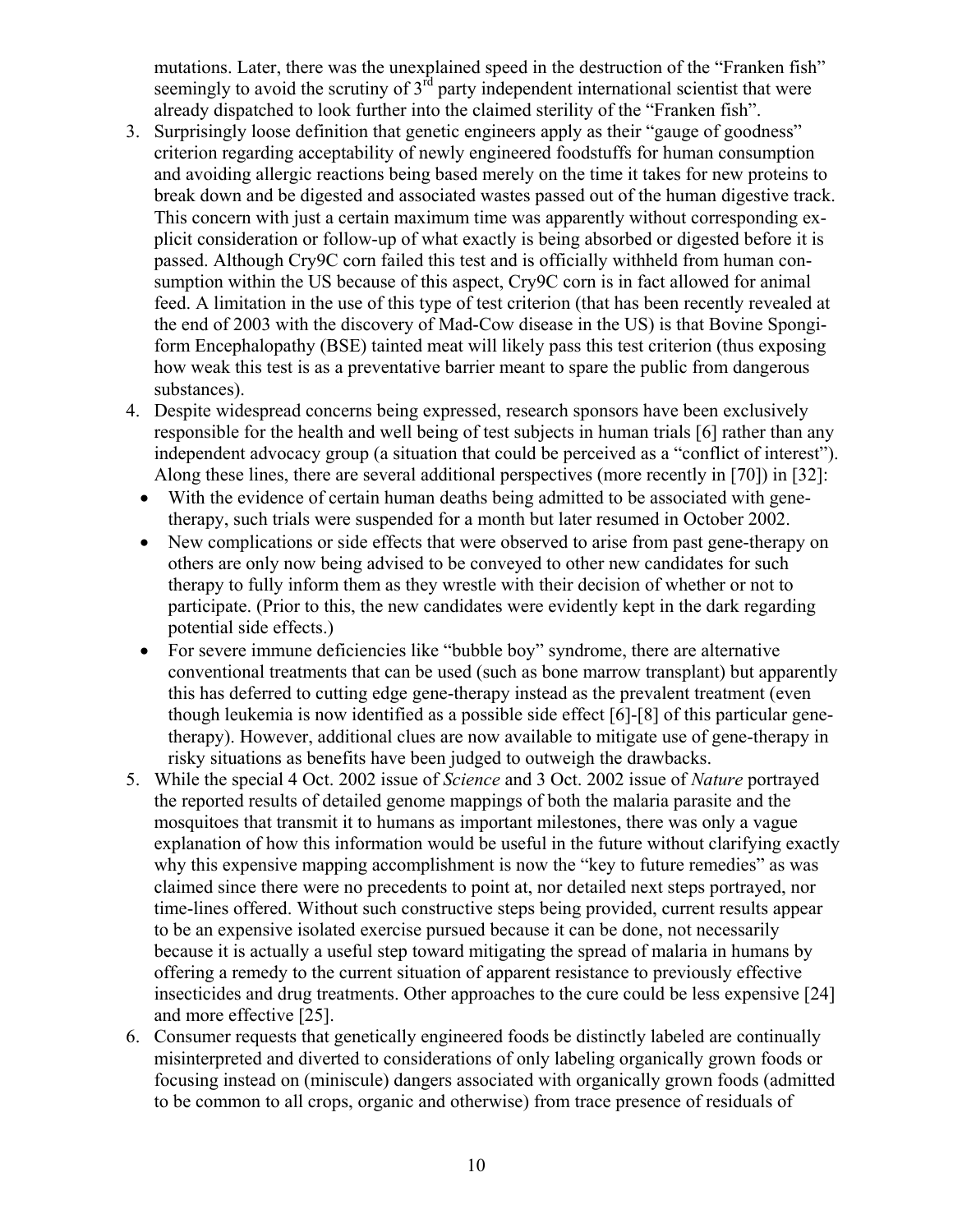mutations. Later, there was the unexplained speed in the destruction of the "Franken fish" seemingly to avoid the scrutiny of 3rd party independent international scientist that were already dispatched to look further into the claimed sterility of the "Franken fish".

3. Surprisingly loose definition that genetic engineers apply as their "gauge of goodness" criterion regarding acceptability of newly engineered foodstuffs for human consumption and avoiding allergic reactions being based merely on the time it takes for new proteins to break down and be digested and associated wastes passed out of the human digestive track. This concern with just a certain maximum time was apparently without corresponding explicit consideration or follow-up of what exactly is being absorbed or digested before it is passed. Although Cry9C corn failed this test and is officially withheld from human consumption within the US because of this aspect, Cry9C corn is in fact allowed for animal feed. A limitation in the use of this type of test criterion (that has been recently revealed at the end of 2003 with the discovery of Mad-Cow disease in the US) is that Bovine Spongiform Encephalopathy (BSE) tainted meat will likely pass this test criterion (thus exposing how weak this test is as a preventative barrier meant to spare the public from dangerous substances).
4. Despite widespread concerns being expressed, research sponsors have been exclusively responsible for the health and well being of test subjects in human trials [6] rather than any independent advocacy group (a situation that could be perceived as a "conflict of interest"). Along these lines, there are several additional perspectives (more recently in [70]) in [32]:
   - With the evidence of certain human deaths being admitted to be associated with gene-therapy, such trials were suspended for a month but later resumed in October 2002.
   - New complications or side effects that were observed to arise from past gene-therapy on others are only now being advised to be conveyed to other new candidates for such therapy to fully inform them as they wrestle with their decision of whether or not to participate. (Prior to this, the new candidates were evidently kept in the dark regarding potential side effects.)
   - For severe immune deficiencies like "bubble boy" syndrome, there are alternative conventional treatments that can be used (such as bone marrow transplant) but apparently this has deferred to cutting edge gene-therapy instead as the prevalent treatment (even though leukemia is now identified as a possible side effect [6]-[8] of this particular gene-therapy). However, additional clues are now available to mitigate use of gene-therapy in risky situations as benefits have been judged to outweigh the drawbacks.
5. While the special 4 Oct. 2002 issue of *Science* and 3 Oct. 2002 issue of *Nature* portrayed the reported results of detailed genome mappings of both the malaria parasite and the mosquitoes that transmit it to humans as important milestones, there was only a vague explanation of how this information would be useful in the future without clarifying exactly why this expensive mapping accomplishment is now the "key to future remedies" as was claimed since there were no precedents to point at, nor detailed next steps portrayed, nor time-lines offered. Without such constructive steps being provided, current results appear to be an expensive isolated exercise pursued because it can be done, not necessarily because it is actually a useful step toward mitigating the spread of malaria in humans by offering a remedy to the current situation of apparent resistance to previously effective insecticides and drug treatments. Other approaches to the cure could be less expensive [24] and more effective [25].
6. Consumer requests that genetically engineered foods be distinctly labeled are continually misinterpreted and diverted to considerations of only labeling organically grown foods or focusing instead on (miniscule) dangers associated with organically grown foods (admitted to be common to all crops, organic and otherwise) from trace presence of residuals of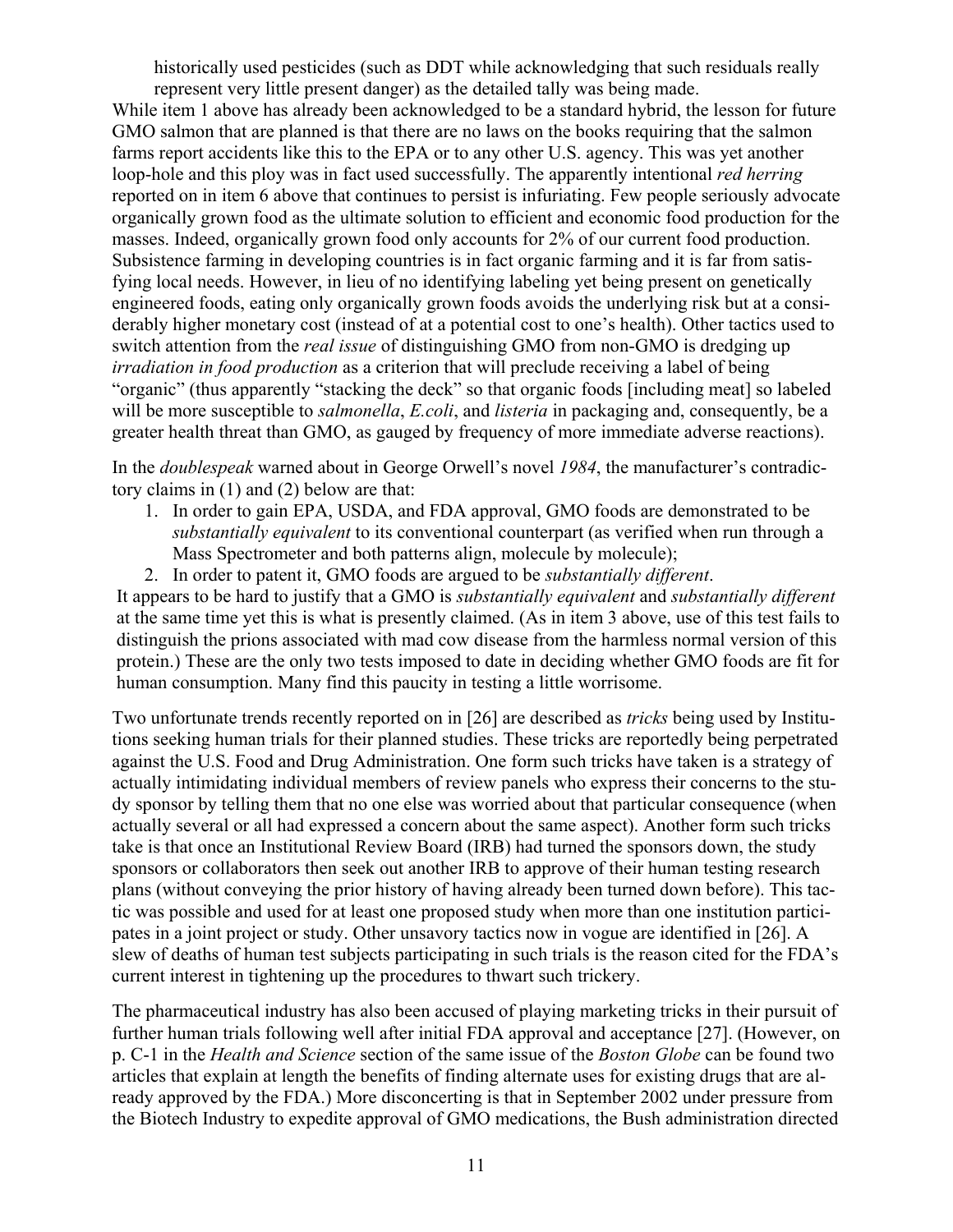historically used pesticides (such as DDT while acknowledging that such residuals really represent very little present danger) as the detailed tally was being made.

While item 1 above has already been acknowledged to be a standard hybrid, the lesson for future GMO salmon that are planned is that there are no laws on the books requiring that the salmon farms report accidents like this to the EPA or to any other U.S. agency. This was yet another loop-hole and this ploy was in fact used successfully. The apparently intentional *red herring* reported on in item 6 above that continues to persist is infuriating. Few people seriously advocate organically grown food as the ultimate solution to efficient and economic food production for the masses. Indeed, organically grown food only accounts for 2% of our current food production. Subsistence farming in developing countries is in fact organic farming and it is far from satisfying local needs. However, in lieu of no identifying labeling yet being present on genetically engineered foods, eating only organically grown foods avoids the underlying risk but at a considerably higher monetary cost (instead of at a potential cost to one's health). Other tactics used to switch attention from the *real issue* of distinguishing GMO from non-GMO is dredging up *irradiation in food production* as a criterion that will preclude receiving a label of being "organic" (thus apparently "stacking the deck" so that organic foods [including meat] so labeled will be more susceptible to *salmonella*, *E.coli*, and *listeria* in packaging and, consequently, be a greater health threat than GMO, as gauged by frequency of more immediate adverse reactions).

In the *doublespeak* warned about in George Orwell's novel *1984*, the manufacturer's contradictory claims in (1) and (2) below are that:

1. In order to gain EPA, USDA, and FDA approval, GMO foods are demonstrated to be *substantially equivalent* to its conventional counterpart (as verified when run through a Mass Spectrometer and both patterns align, molecule by molecule);
2. In order to patent it, GMO foods are argued to be *substantially different*.

It appears to be hard to justify that a GMO is *substantially equivalent* and *substantially different* at the same time yet this is what is presently claimed. (As in item 3 above, use of this test fails to distinguish the prions associated with mad cow disease from the harmless normal version of this protein.) These are the only two tests imposed to date in deciding whether GMO foods are fit for human consumption. Many find this paucity in testing a little worrisome.

Two unfortunate trends recently reported on in [26] are described as *tricks* being used by Institutions seeking human trials for their planned studies. These tricks are reportedly being perpetrated against the U.S. Food and Drug Administration. One form such tricks have taken is a strategy of actually intimidating individual members of review panels who express their concerns to the study sponsor by telling them that no one else was worried about that particular consequence (when actually several or all had expressed a concern about the same aspect). Another form such tricks take is that once an Institutional Review Board (IRB) had turned the sponsors down, the study sponsors or collaborators then seek out another IRB to approve of their human testing research plans (without conveying the prior history of having already been turned down before). This tactic was possible and used for at least one proposed study when more than one institution participates in a joint project or study. Other unsavory tactics now in vogue are identified in [26]. A slew of deaths of human test subjects participating in such trials is the reason cited for the FDA's current interest in tightening up the procedures to thwart such trickery.

The pharmaceutical industry has also been accused of playing marketing tricks in their pursuit of further human trials following well after initial FDA approval and acceptance [27]. (However, on p. C-1 in the *Health and Science* section of the same issue of the *Boston Globe* can be found two articles that explain at length the benefits of finding alternate uses for existing drugs that are already approved by the FDA.) More disconcerting is that in September 2002 under pressure from the Biotech Industry to expedite approval of GMO medications, the Bush administration directed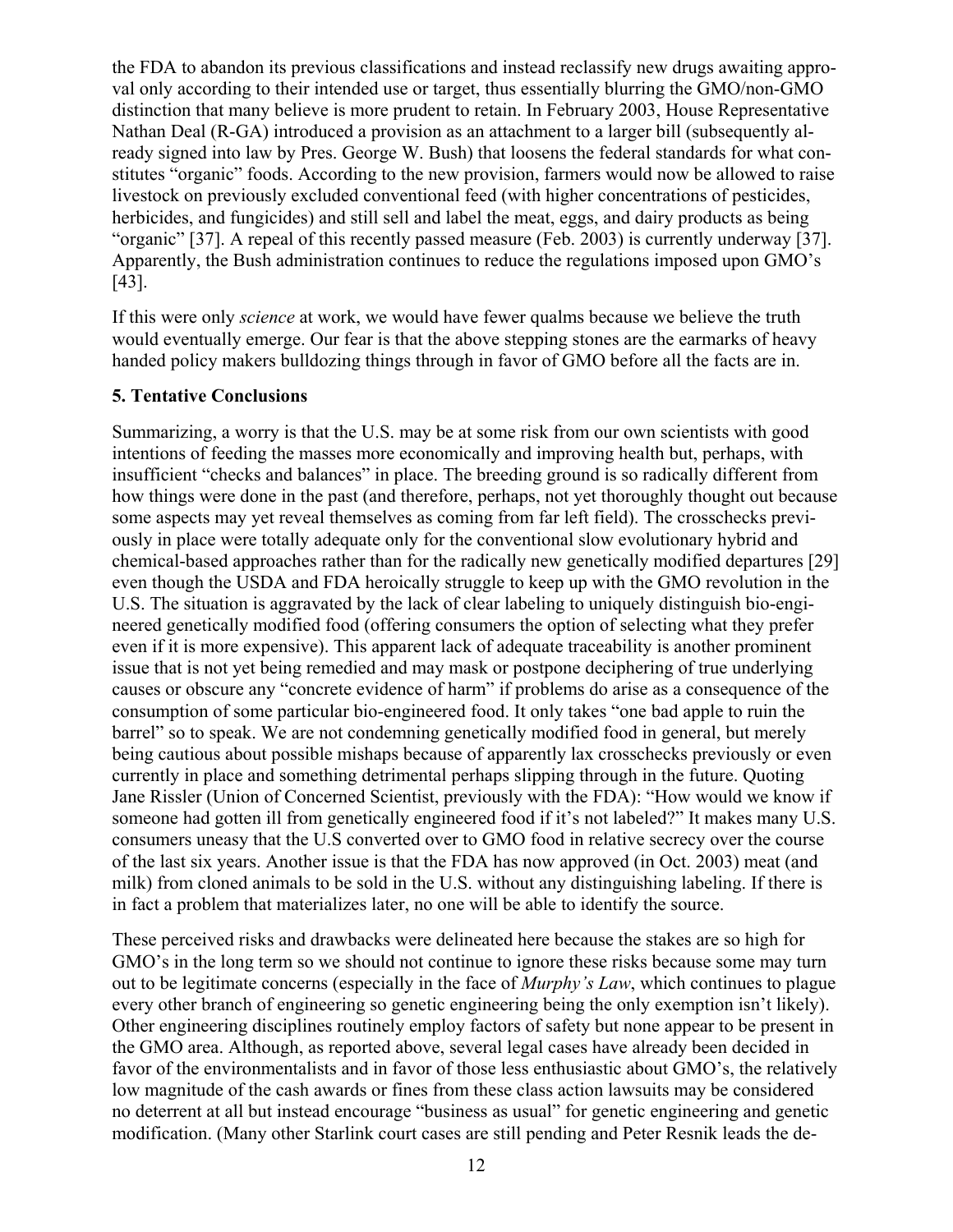the FDA to abandon its previous classifications and instead reclassify new drugs awaiting approval only according to their intended use or target, thus essentially blurring the GMO/non-GMO distinction that many believe is more prudent to retain. In February 2003, House Representative Nathan Deal (R-GA) introduced a provision as an attachment to a larger bill (subsequently already signed into law by Pres. George W. Bush) that loosens the federal standards for what constitutes "organic" foods. According to the new provision, farmers would now be allowed to raise livestock on previously excluded conventional feed (with higher concentrations of pesticides, herbicides, and fungicides) and still sell and label the meat, eggs, and dairy products as being "organic" [37]. A repeal of this recently passed measure (Feb. 2003) is currently underway [37]. Apparently, the Bush administration continues to reduce the regulations imposed upon GMO's [43].

If this were only *science* at work, we would have fewer qualms because we believe the truth would eventually emerge. Our fear is that the above stepping stones are the earmarks of heavy handed policy makers bulldozing things through in favor of GMO before all the facts are in.

**5. Tentative Conclusions**

Summarizing, a worry is that the U.S. may be at some risk from our own scientists with good intentions of feeding the masses more economically and improving health but, perhaps, with insufficient "checks and balances" in place. The breeding ground is so radically different from how things were done in the past (and therefore, perhaps, not yet thoroughly thought out because some aspects may yet reveal themselves as coming from far left field). The crosschecks previously in place were totally adequate only for the conventional slow evolutionary hybrid and chemical-based approaches rather than for the radically new genetically modified departures [29] even though the USDA and FDA heroically struggle to keep up with the GMO revolution in the U.S. The situation is aggravated by the lack of clear labeling to uniquely distinguish bio-engineered genetically modified food (offering consumers the option of selecting what they prefer even if it is more expensive). This apparent lack of adequate traceability is another prominent issue that is not yet being remedied and may mask or postpone deciphering of true underlying causes or obscure any "concrete evidence of harm" if problems do arise as a consequence of the consumption of some particular bio-engineered food. It only takes "one bad apple to ruin the barrel" so to speak. We are not condemning genetically modified food in general, but merely being cautious about possible mishaps because of apparently lax crosschecks previously or even currently in place and something detrimental perhaps slipping through in the future. Quoting Jane Rissler (Union of Concerned Scientist, previously with the FDA): "How would we know if someone had gotten ill from genetically engineered food if it's not labeled?" It makes many U.S. consumers uneasy that the U.S converted over to GMO food in relative secrecy over the course of the last six years. Another issue is that the FDA has now approved (in Oct. 2003) meat (and milk) from cloned animals to be sold in the U.S. without any distinguishing labeling. If there is in fact a problem that materializes later, no one will be able to identify the source.

These perceived risks and drawbacks were delineated here because the stakes are so high for GMO's in the long term so we should not continue to ignore these risks because some may turn out to be legitimate concerns (especially in the face of *Murphy's Law*, which continues to plague every other branch of engineering so genetic engineering being the only exemption isn't likely). Other engineering disciplines routinely employ factors of safety but none appear to be present in the GMO area. Although, as reported above, several legal cases have already been decided in favor of the environmentalists and in favor of those less enthusiastic about GMO's, the relatively low magnitude of the cash awards or fines from these class action lawsuits may be considered no deterrent at all but instead encourage "business as usual" for genetic engineering and genetic modification. (Many other Starlink court cases are still pending and Peter Resnik leads the de-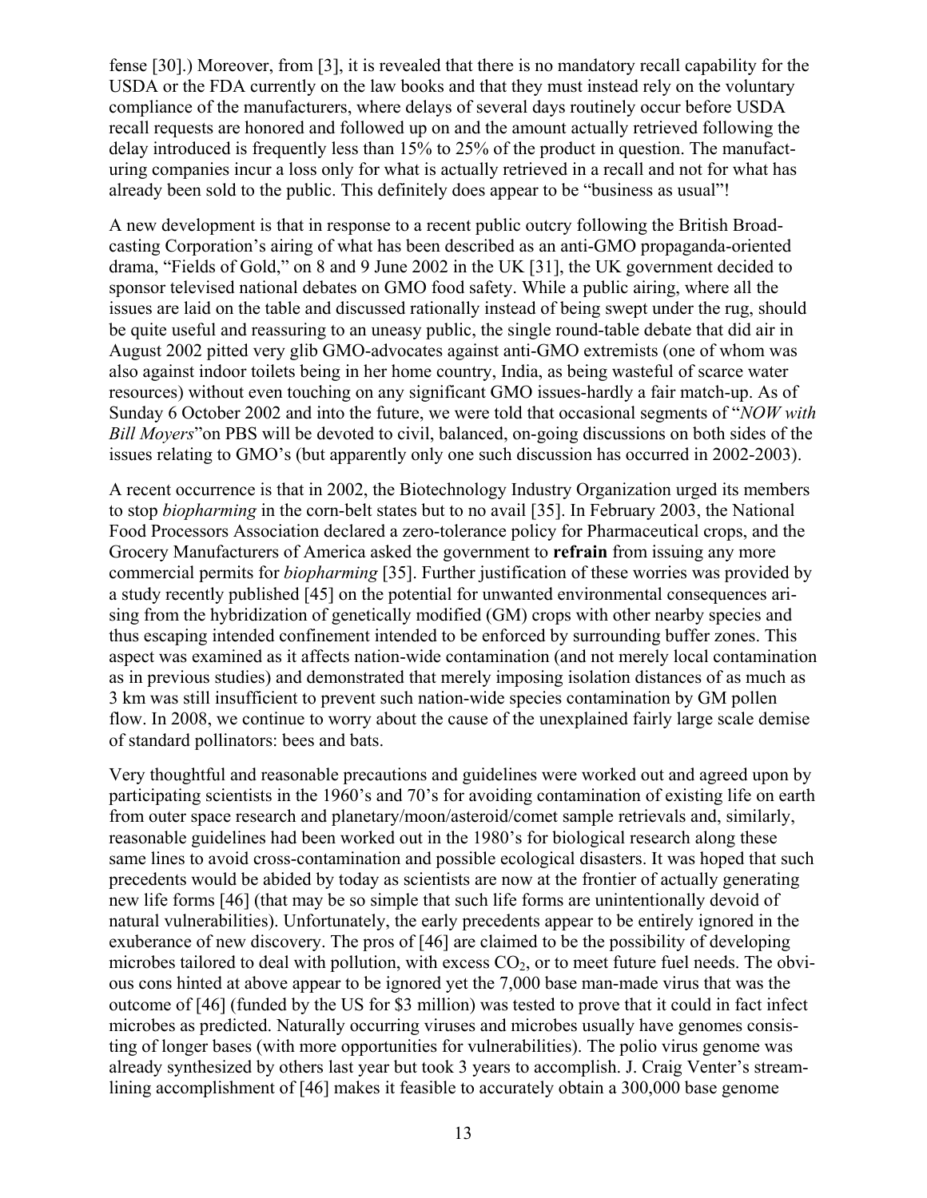fense [30].) Moreover, from [3], it is revealed that there is no mandatory recall capability for the USDA or the FDA currently on the law books and that they must instead rely on the voluntary compliance of the manufacturers, where delays of several days routinely occur before USDA recall requests are honored and followed up on and the amount actually retrieved following the delay introduced is frequently less than 15% to 25% of the product in question. The manufacturing companies incur a loss only for what is actually retrieved in a recall and not for what has already been sold to the public. This definitely does appear to be "business as usual"!

A new development is that in response to a recent public outcry following the British Broadcasting Corporation's airing of what has been described as an anti-GMO propaganda-oriented drama, "Fields of Gold," on 8 and 9 June 2002 in the UK [31], the UK government decided to sponsor televised national debates on GMO food safety. While a public airing, where all the issues are laid on the table and discussed rationally instead of being swept under the rug, should be quite useful and reassuring to an uneasy public, the single round-table debate that did air in August 2002 pitted very glib GMO-advocates against anti-GMO extremists (one of whom was also against indoor toilets being in her home country, India, as being wasteful of scarce water resources) without even touching on any significant GMO issues-hardly a fair match-up. As of Sunday 6 October 2002 and into the future, we were told that occasional segments of "*NOW with Bill Moyers*"on PBS will be devoted to civil, balanced, on-going discussions on both sides of the issues relating to GMO's (but apparently only one such discussion has occurred in 2002-2003).

A recent occurrence is that in 2002, the Biotechnology Industry Organization urged its members to stop *biopharming* in the corn-belt states but to no avail [35]. In February 2003, the National Food Processors Association declared a zero-tolerance policy for Pharmaceutical crops, and the Grocery Manufacturers of America asked the government to **refrain** from issuing any more commercial permits for *biopharming* [35]. Further justification of these worries was provided by a study recently published [45] on the potential for unwanted environmental consequences arising from the hybridization of genetically modified (GM) crops with other nearby species and thus escaping intended confinement intended to be enforced by surrounding buffer zones. This aspect was examined as it affects nation-wide contamination (and not merely local contamination as in previous studies) and demonstrated that merely imposing isolation distances of as much as 3 km was still insufficient to prevent such nation-wide species contamination by GM pollen flow. In 2008, we continue to worry about the cause of the unexplained fairly large scale demise of standard pollinators: bees and bats.

Very thoughtful and reasonable precautions and guidelines were worked out and agreed upon by participating scientists in the 1960's and 70's for avoiding contamination of existing life on earth from outer space research and planetary/moon/asteroid/comet sample retrievals and, similarly, reasonable guidelines had been worked out in the 1980's for biological research along these same lines to avoid cross-contamination and possible ecological disasters. It was hoped that such precedents would be abided by today as scientists are now at the frontier of actually generating new life forms [46] (that may be so simple that such life forms are unintentionally devoid of natural vulnerabilities). Unfortunately, the early precedents appear to be entirely ignored in the exuberance of new discovery. The pros of [46] are claimed to be the possibility of developing microbes tailored to deal with pollution, with excess $CO_2$, or to meet future fuel needs. The obvious cons hinted at above appear to be ignored yet the 7,000 base man-made virus that was the outcome of [46] (funded by the US for \$3 million) was tested to prove that it could in fact infect microbes as predicted. Naturally occurring viruses and microbes usually have genomes consisting of longer bases (with more opportunities for vulnerabilities). The polio virus genome was already synthesized by others last year but took 3 years to accomplish. J. Craig Venter's streamlining accomplishment of [46] makes it feasible to accurately obtain a 300,000 base genome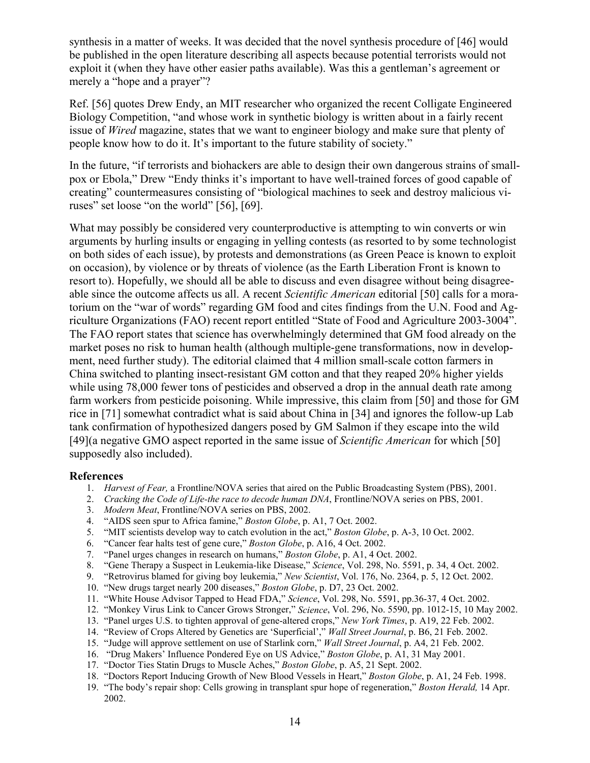synthesis in a matter of weeks. It was decided that the novel synthesis procedure of [46] would be published in the open literature describing all aspects because potential terrorists would not exploit it (when they have other easier paths available). Was this a gentleman's agreement or merely a "hope and a prayer"?

Ref. [56] quotes Drew Endy, an MIT researcher who organized the recent Colligate Engineered Biology Competition, "and whose work in synthetic biology is written about in a fairly recent issue of *Wired* magazine, states that we want to engineer biology and make sure that plenty of people know how to do it. It's important to the future stability of society."

In the future, "if terrorists and biohackers are able to design their own dangerous strains of small-pox or Ebola," Drew "Endy thinks it's important to have well-trained forces of good capable of creating" countermeasures consisting of "biological machines to seek and destroy malicious viruses" set loose "on the world" [56], [69].

What may possibly be considered very counterproductive is attempting to win converts or win arguments by hurling insults or engaging in yelling contests (as resorted to by some technologist on both sides of each issue), by protests and demonstrations (as Green Peace is known to exploit on occasion), by violence or by threats of violence (as the Earth Liberation Front is known to resort to). Hopefully, we should all be able to discuss and even disagree without being disagreeable since the outcome affects us all. A recent *Scientific American* editorial [50] calls for a moratorium on the "war of words" regarding GM food and cites findings from the U.N. Food and Agriculture Organizations (FAO) recent report entitled "State of Food and Agriculture 2003-3004". The FAO report states that science has overwhelmingly determined that GM food already on the market poses no risk to human health (although multiple-gene transformations, now in development, need further study). The editorial claimed that 4 million small-scale cotton farmers in China switched to planting insect-resistant GM cotton and that they reaped 20% higher yields while using 78,000 fewer tons of pesticides and observed a drop in the annual death rate among farm workers from pesticide poisoning. While impressive, this claim from [50] and those for GM rice in [71] somewhat contradict what is said about China in [34] and ignores the follow-up Lab tank confirmation of hypothesized dangers posed by GM Salmon if they escape into the wild [49](a negative GMO aspect reported in the same issue of *Scientific American* for which [50] supposedly also included).

### References

1. *Harvest of Fear,* a Frontline/NOVA series that aired on the Public Broadcasting System (PBS), 2001.
2. *Cracking the Code of Life-the race to decode human DNA*, Frontline/NOVA series on PBS, 2001.
3. *Modern Meat*, Frontline/NOVA series on PBS, 2002.
4. "AIDS seen spur to Africa famine," *Boston Globe*, p. A1, 7 Oct. 2002.
5. "MIT scientists develop way to catch evolution in the act," *Boston Globe*, p. A-3, 10 Oct. 2002.
6. "Cancer fear halts test of gene cure," *Boston Globe*, p. A16, 4 Oct. 2002.
7. "Panel urges changes in research on humans," *Boston Globe*, p. A1, 4 Oct. 2002.
8. "Gene Therapy a Suspect in Leukemia-like Disease," *Science*, Vol. 298, No. 5591, p. 34, 4 Oct. 2002.
9. "Retrovirus blamed for giving boy leukemia," *New Scientist*, Vol. 176, No. 2364, p. 5, 12 Oct. 2002.
10. "New drugs target nearly 200 diseases," *Boston Globe*, p. D7, 23 Oct. 2002.
11. "White House Advisor Tapped to Head FDA," *Science*, Vol. 298, No. 5591, pp.36-37, 4 Oct. 2002.
12. "Monkey Virus Link to Cancer Grows Stronger," *Science*, Vol. 296, No. 5590, pp. 1012-15, 10 May 2002.
13. "Panel urges U.S. to tighten approval of gene-altered crops," *New York Times*, p. A19, 22 Feb. 2002.
14. "Review of Crops Altered by Genetics are 'Superficial'," *Wall Street Journal*, p. B6, 21 Feb. 2002.
15. "Judge will approve settlement on use of Starlink corn," *Wall Street Journal*, p. A4, 21 Feb. 2002.
16. "Drug Makers' Influence Pondered Eye on US Advice," *Boston Globe*, p. A1, 31 May 2001.
17. "Doctor Ties Statin Drugs to Muscle Aches," *Boston Globe*, p. A5, 21 Sept. 2002.
18. "Doctors Report Inducing Growth of New Blood Vessels in Heart," *Boston Globe*, p. A1, 24 Feb. 1998.
19. "The body's repair shop: Cells growing in transplant spur hope of regeneration," *Boston Herald,* 14 Apr. 2002.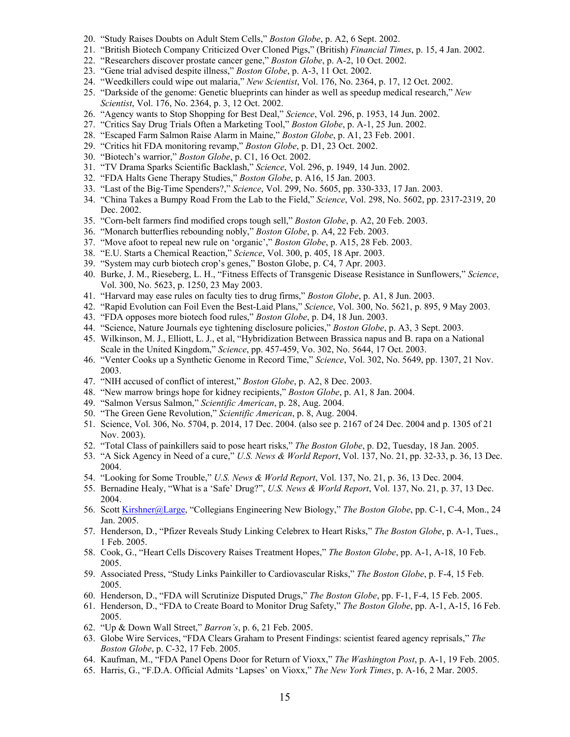20. "Study Raises Doubts on Adult Stem Cells," *Boston Globe*, p. A2, 6 Sept. 2002.
21. "British Biotech Company Criticized Over Cloned Pigs," (British) *Financial Times*, p. 15, 4 Jan. 2002.
22. "Researchers discover prostate cancer gene," *Boston Globe*, p. A-2, 10 Oct. 2002.
23. "Gene trial advised despite illness," *Boston Globe*, p. A-3, 11 Oct. 2002.
24. "Weedkillers could wipe out malaria," *New Scientist*, Vol. 176, No. 2364, p. 17, 12 Oct. 2002.
25. "Darkside of the genome: Genetic blueprints can hinder as well as speedup medical research," *New Scientist*, Vol. 176, No. 2364, p. 3, 12 Oct. 2002.
26. "Agency wants to Stop Shopping for Best Deal," *Science*, Vol. 296, p. 1953, 14 Jun. 2002.
27. "Critics Say Drug Trials Often a Marketing Tool," *Boston Globe*, p. A-1, 25 Jun. 2002.
28. "Escaped Farm Salmon Raise Alarm in Maine," *Boston Globe*, p. A1, 23 Feb. 2001.
29. "Critics hit FDA monitoring revamp," *Boston Globe*, p. D1, 23 Oct. 2002.
30. "Biotech's warrior," *Boston Globe*, p. C1, 16 Oct. 2002.
31. "TV Drama Sparks Scientific Backlash," *Science*, Vol. 296, p. 1949, 14 Jun. 2002.
32. "FDA Halts Gene Therapy Studies," *Boston Globe*, p. A16, 15 Jan. 2003.
33. "Last of the Big-Time Spenders?," *Science*, Vol. 299, No. 5605, pp. 330-333, 17 Jan. 2003.
34. "China Takes a Bumpy Road From the Lab to the Field," *Science*, Vol. 298, No. 5602, pp. 2317-2319, 20 Dec. 2002.
35. "Corn-belt farmers find modified crops tough sell," *Boston Globe*, p. A2, 20 Feb. 2003.
36. "Monarch butterflies rebounding nobly," *Boston Globe*, p. A4, 22 Feb. 2003.
37. "Move afoot to repeal new rule on 'organic'," *Boston Globe*, p. A15, 28 Feb. 2003.
38. "E.U. Starts a Chemical Reaction," *Science*, Vol. 300, p. 405, 18 Apr. 2003.
39. "System may curb biotech crop's genes," Boston Globe, p. C4, 7 Apr. 2003.
40. Burke, J. M., Rieseberg, L. H., "Fitness Effects of Transgenic Disease Resistance in Sunflowers," *Science*, Vol. 300, No. 5623, p. 1250, 23 May 2003.
41. "Harvard may ease rules on faculty ties to drug firms," *Boston Globe*, p. A1, 8 Jun. 2003.
42. "Rapid Evolution can Foil Even the Best-Laid Plans," *Science*, Vol. 300, No. 5621, p. 895, 9 May 2003.
43. "FDA opposes more biotech food rules," *Boston Globe*, p. D4, 18 Jun. 2003.
44. "Science, Nature Journals eye tightening disclosure policies," *Boston Globe*, p. A3, 3 Sept. 2003.
45. Wilkinson, M. J., Elliott, L. J., et al, "Hybridization Between Brassica napus and B. rapa on a National Scale in the United Kingdom," *Science*, pp. 457-459, Vo. 302, No. 5644, 17 Oct. 2003.
46. "Venter Cooks up a Synthetic Genome in Record Time," *Science*, Vol. 302, No. 5649, pp. 1307, 21 Nov. 2003.
47. "NIH accused of conflict of interest," *Boston Globe*, p. A2, 8 Dec. 2003.
48. "New marrow brings hope for kidney recipients," *Boston Globe*, p. A1, 8 Jan. 2004.
49. "Salmon Versus Salmon," *Scientific American*, p. 28, Aug. 2004.
50. "The Green Gene Revolution," *Scientific American*, p. 8, Aug. 2004.
51. Science, Vol. 306, No. 5704, p. 2014, 17 Dec. 2004. (also see p. 2167 of 24 Dec. 2004 and p. 1305 of 21 Nov. 2003).
52. "Total Class of painkillers said to pose heart risks," *The Boston Globe*, p. D2, Tuesday, 18 Jan. 2005.
53. "A Sick Agency in Need of a cure," *U.S. News & World Report*, Vol. 137, No. 21, pp. 32-33, p. 36, 13 Dec. 2004.
54. "Looking for Some Trouble," *U.S. News & World Report*, Vol. 137, No. 21, p. 36, 13 Dec. 2004.
55. Bernadine Healy, "What is a 'Safe' Drug?", *U.S. News & World Report*, Vol. 137, No. 21, p. 37, 13 Dec. 2004.
56. Scott Kirshner@Large, "Collegians Engineering New Biology," *The Boston Globe*, pp. C-1, C-4, Mon., 24 Jan. 2005.
57. Henderson, D., "Pfizer Reveals Study Linking Celebrex to Heart Risks," *The Boston Globe*, p. A-1, Tues., 1 Feb. 2005.
58. Cook, G., "Heart Cells Discovery Raises Treatment Hopes," *The Boston Globe*, pp. A-1, A-18, 10 Feb. 2005.
59. Associated Press, "Study Links Painkiller to Cardiovascular Risks," *The Boston Globe*, p. F-4, 15 Feb. 2005.
60. Henderson, D., "FDA will Scrutinize Disputed Drugs," *The Boston Globe*, pp. F-1, F-4, 15 Feb. 2005.
61. Henderson, D., "FDA to Create Board to Monitor Drug Safety," *The Boston Globe*, pp. A-1, A-15, 16 Feb. 2005.
62. "Up & Down Wall Street," *Barron's*, p. 6, 21 Feb. 2005.
63. Globe Wire Services, "FDA Clears Graham to Present Findings: scientist feared agency reprisals," *The Boston Globe*, p. C-32, 17 Feb. 2005.
64. Kaufman, M., "FDA Panel Opens Door for Return of Vioxx," *The Washington Post*, p. A-1, 19 Feb. 2005.
65. Harris, G., "F.D.A. Official Admits 'Lapses' on Vioxx," *The New York Times*, p. A-16, 2 Mar. 2005.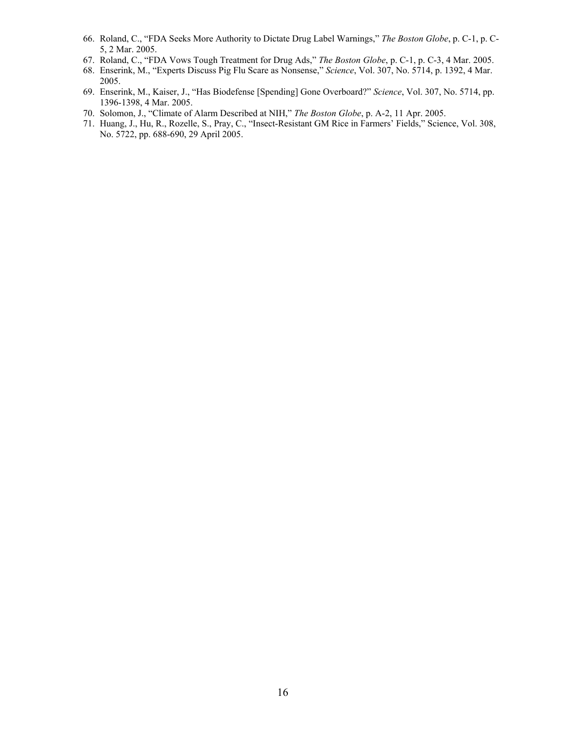66. Roland, C., "FDA Seeks More Authority to Dictate Drug Label Warnings," *The Boston Globe*, p. C-1, p. C-5, 2 Mar. 2005.
67. Roland, C., "FDA Vows Tough Treatment for Drug Ads," *The Boston Globe*, p. C-1, p. C-3, 4 Mar. 2005.
68. Enserink, M., "Experts Discuss Pig Flu Scare as Nonsense," *Science*, Vol. 307, No. 5714, p. 1392, 4 Mar. 2005.
69. Enserink, M., Kaiser, J., "Has Biodefense [Spending] Gone Overboard?" *Science*, Vol. 307, No. 5714, pp. 1396-1398, 4 Mar. 2005.
70. Solomon, J., "Climate of Alarm Described at NIH," *The Boston Globe*, p. A-2, 11 Apr. 2005.
71. Huang, J., Hu, R., Rozelle, S., Pray, C., "Insect-Resistant GM Rice in Farmers' Fields," Science, Vol. 308, No. 5722, pp. 688-690, 29 April 2005.